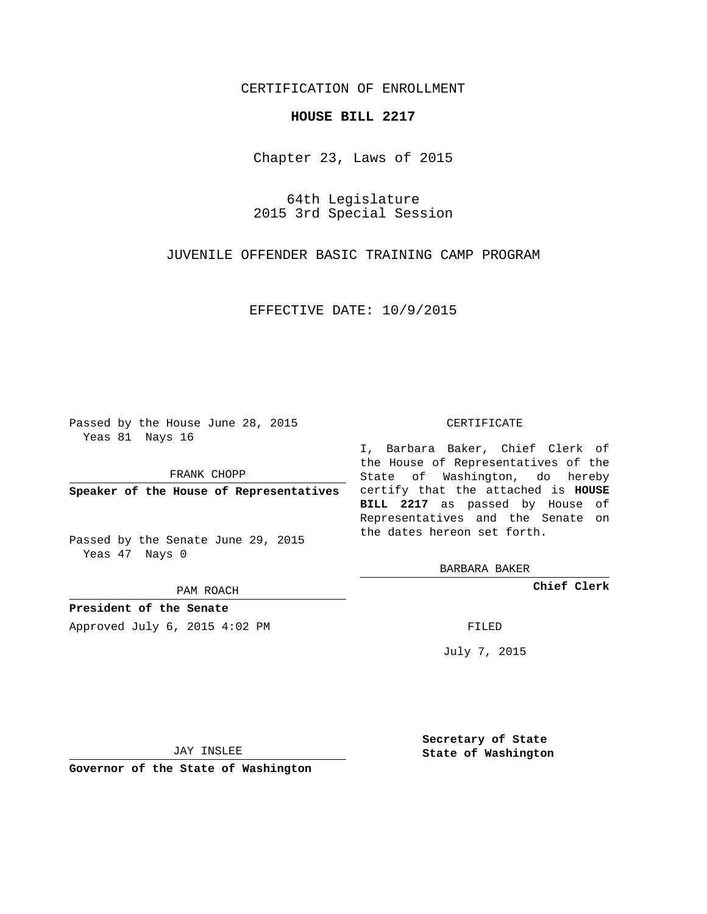CERTIFICATION OF ENROLLMENT

**HOUSE BILL 2217**

Chapter 23, Laws of 2015

64th Legislature
2015 3rd Special Session

JUVENILE OFFENDER BASIC TRAINING CAMP PROGRAM

EFFECTIVE DATE: 10/9/2015

Passed by the House June 28, 2015
Yeas 81 Nays 16

FRANK CHOPP

**Speaker of the House of Representatives**

Passed by the Senate June 29, 2015
Yeas 47 Nays 0

PAM ROACH

**President of the Senate**

Approved July 6, 2015 4:02 PM

JAY INSLEE

**Governor of the State of Washington**

CERTIFICATE

I, Barbara Baker, Chief Clerk of the House of Representatives of the State of Washington, do hereby certify that the attached is **HOUSE BILL 2217** as passed by House of Representatives and the Senate on the dates hereon set forth.

BARBARA BAKER

**Chief Clerk**

FILED

July 7, 2015

**Secretary of State**
**State of Washington**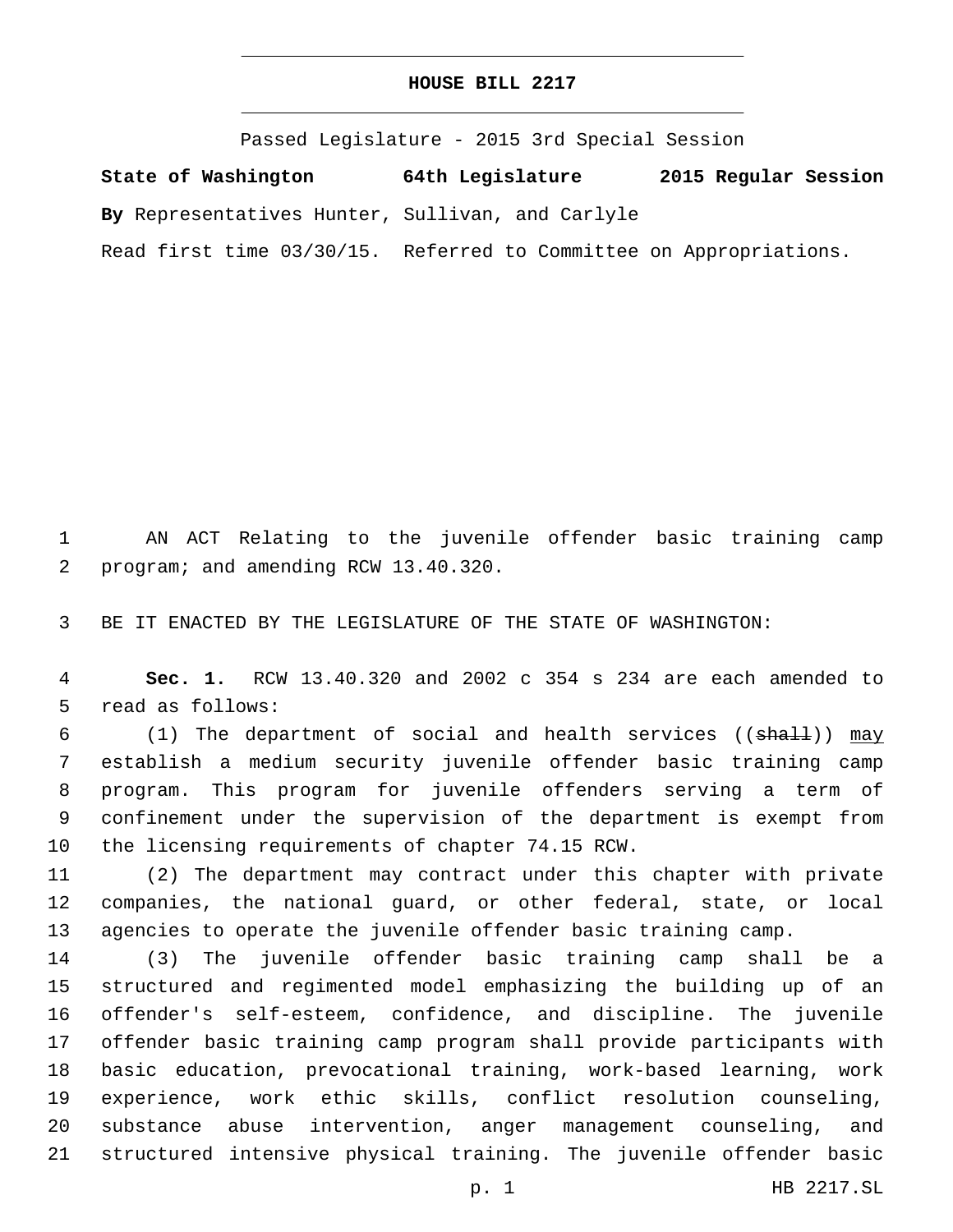# HOUSE BILL 2217

Passed Legislature - 2015 3rd Special Session

**State of Washington** **64th Legislature** **2015 Regular Session**

**By** Representatives Hunter, Sullivan, and Carlyle

Read first time 03/30/15. Referred to Committee on Appropriations.

AN ACT Relating to the juvenile offender basic training camp program; and amending RCW 13.40.320.

BE IT ENACTED BY THE LEGISLATURE OF THE STATE OF WASHINGTON:

**Sec. 1.** RCW 13.40.320 and 2002 c 354 s 234 are each amended to read as follows:

(1) The department of social and health services ((~~shall~~)) <u>may</u> establish a medium security juvenile offender basic training camp program. This program for juvenile offenders serving a term of confinement under the supervision of the department is exempt from the licensing requirements of chapter 74.15 RCW.

(2) The department may contract under this chapter with private companies, the national guard, or other federal, state, or local agencies to operate the juvenile offender basic training camp.

(3) The juvenile offender basic training camp shall be a structured and regimented model emphasizing the building up of an offender's self-esteem, confidence, and discipline. The juvenile offender basic training camp program shall provide participants with basic education, prevocational training, work-based learning, work experience, work ethic skills, conflict resolution counseling, substance abuse intervention, anger management counseling, and structured intensive physical training. The juvenile offender basic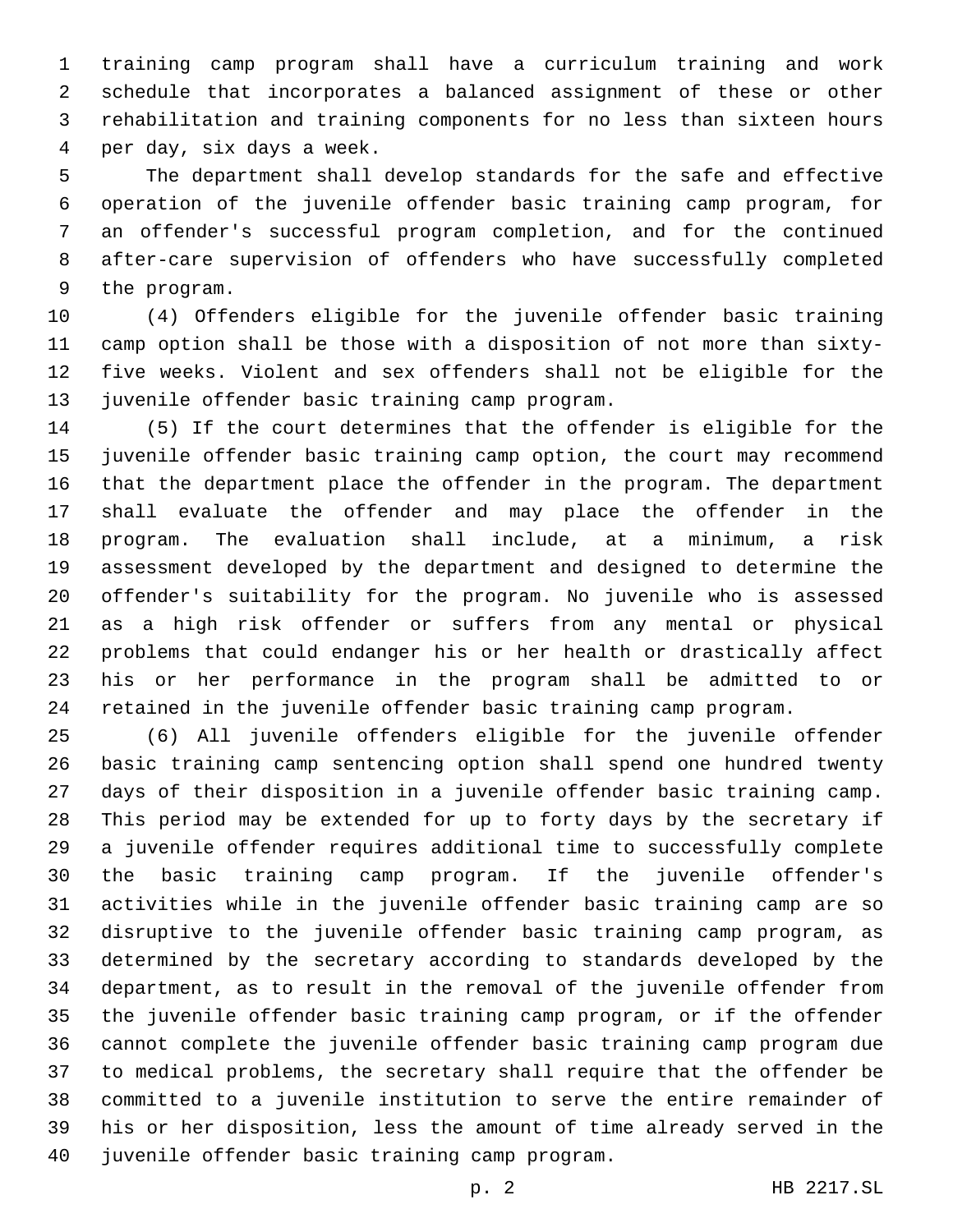training camp program shall have a curriculum training and work schedule that incorporates a balanced assignment of these or other rehabilitation and training components for no less than sixteen hours per day, six days a week.

The department shall develop standards for the safe and effective operation of the juvenile offender basic training camp program, for an offender's successful program completion, and for the continued after-care supervision of offenders who have successfully completed the program.

(4) Offenders eligible for the juvenile offender basic training camp option shall be those with a disposition of not more than sixty-five weeks. Violent and sex offenders shall not be eligible for the juvenile offender basic training camp program.

(5) If the court determines that the offender is eligible for the juvenile offender basic training camp option, the court may recommend that the department place the offender in the program. The department shall evaluate the offender and may place the offender in the program. The evaluation shall include, at a minimum, a risk assessment developed by the department and designed to determine the offender's suitability for the program. No juvenile who is assessed as a high risk offender or suffers from any mental or physical problems that could endanger his or her health or drastically affect his or her performance in the program shall be admitted to or retained in the juvenile offender basic training camp program.

(6) All juvenile offenders eligible for the juvenile offender basic training camp sentencing option shall spend one hundred twenty days of their disposition in a juvenile offender basic training camp. This period may be extended for up to forty days by the secretary if a juvenile offender requires additional time to successfully complete the basic training camp program. If the juvenile offender's activities while in the juvenile offender basic training camp are so disruptive to the juvenile offender basic training camp program, as determined by the secretary according to standards developed by the department, as to result in the removal of the juvenile offender from the juvenile offender basic training camp program, or if the offender cannot complete the juvenile offender basic training camp program due to medical problems, the secretary shall require that the offender be committed to a juvenile institution to serve the entire remainder of his or her disposition, less the amount of time already served in the juvenile offender basic training camp program.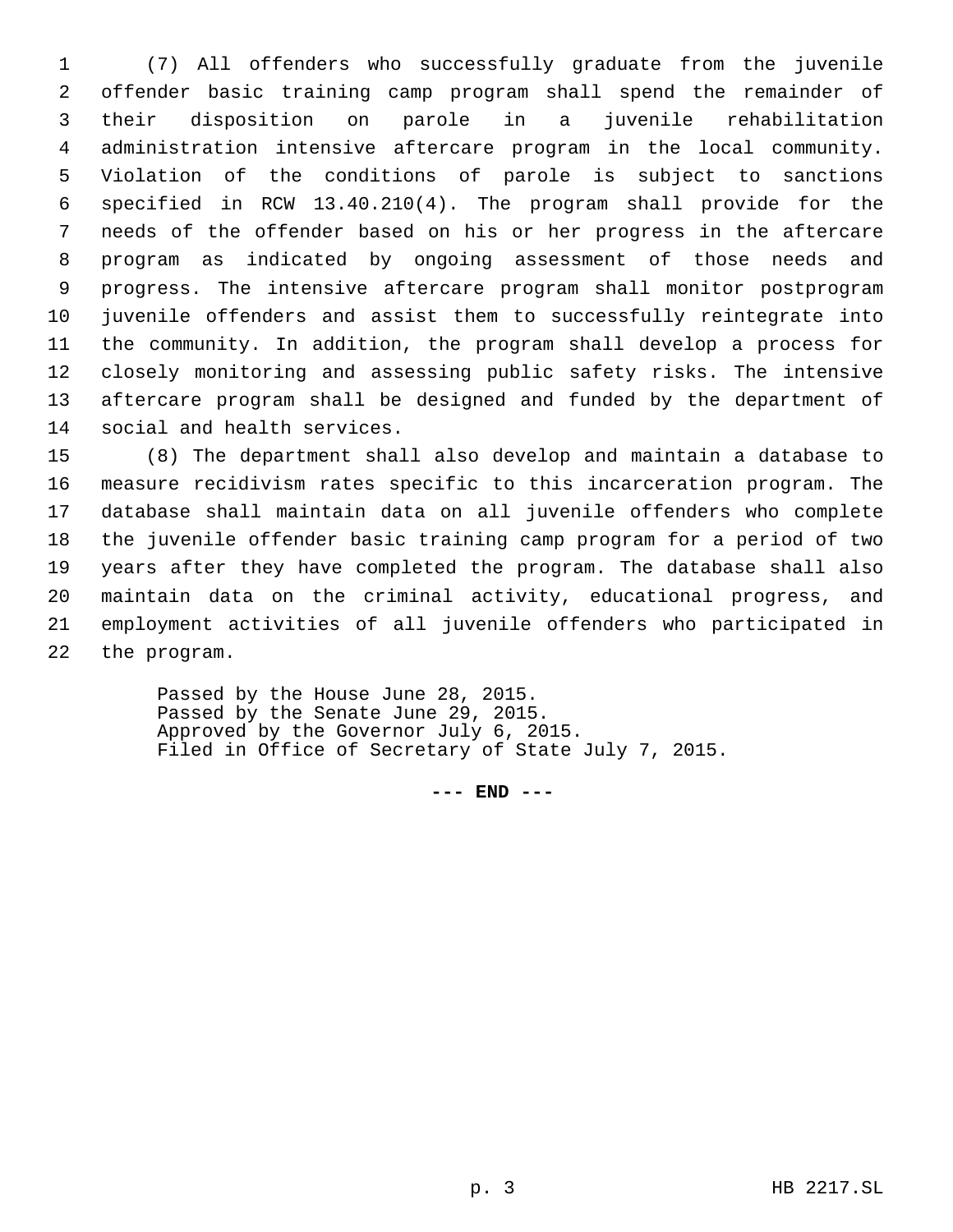(7) All offenders who successfully graduate from the juvenile offender basic training camp program shall spend the remainder of their disposition on parole in a juvenile rehabilitation administration intensive aftercare program in the local community. Violation of the conditions of parole is subject to sanctions specified in RCW 13.40.210(4). The program shall provide for the needs of the offender based on his or her progress in the aftercare program as indicated by ongoing assessment of those needs and progress. The intensive aftercare program shall monitor postprogram juvenile offenders and assist them to successfully reintegrate into the community. In addition, the program shall develop a process for closely monitoring and assessing public safety risks. The intensive aftercare program shall be designed and funded by the department of social and health services.

(8) The department shall also develop and maintain a database to measure recidivism rates specific to this incarceration program. The database shall maintain data on all juvenile offenders who complete the juvenile offender basic training camp program for a period of two years after they have completed the program. The database shall also maintain data on the criminal activity, educational progress, and employment activities of all juvenile offenders who participated in the program.

Passed by the House June 28, 2015.
Passed by the Senate June 29, 2015.
Approved by the Governor July 6, 2015.
Filed in Office of Secretary of State July 7, 2015.

**--- END ---**